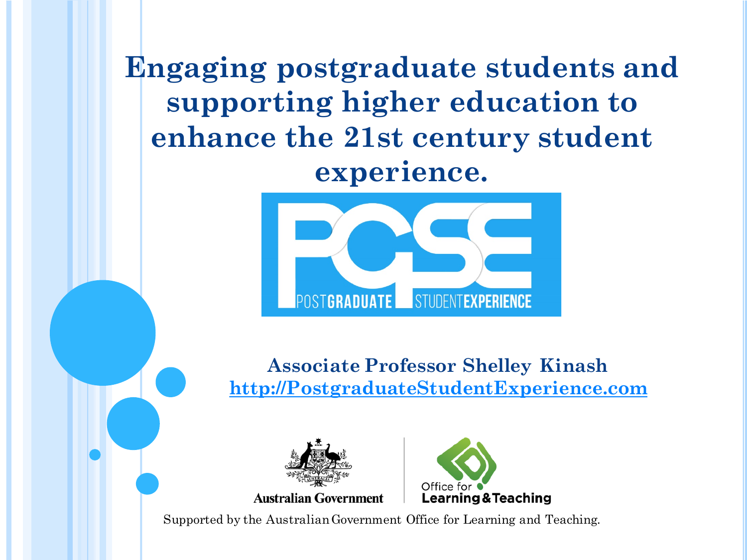# Engaging postgraduate students and supporting higher education to enhance the 21st century student experience.

PGSE

POSTGRADUATE STUDENTEXPERIENCE

**Associate Professor Shelley Kinash**

http://PostgraduateStudentExperience.com

Australian Government

Office for Learning & Teaching

Supported by the Australian Government Office for Learning and Teaching.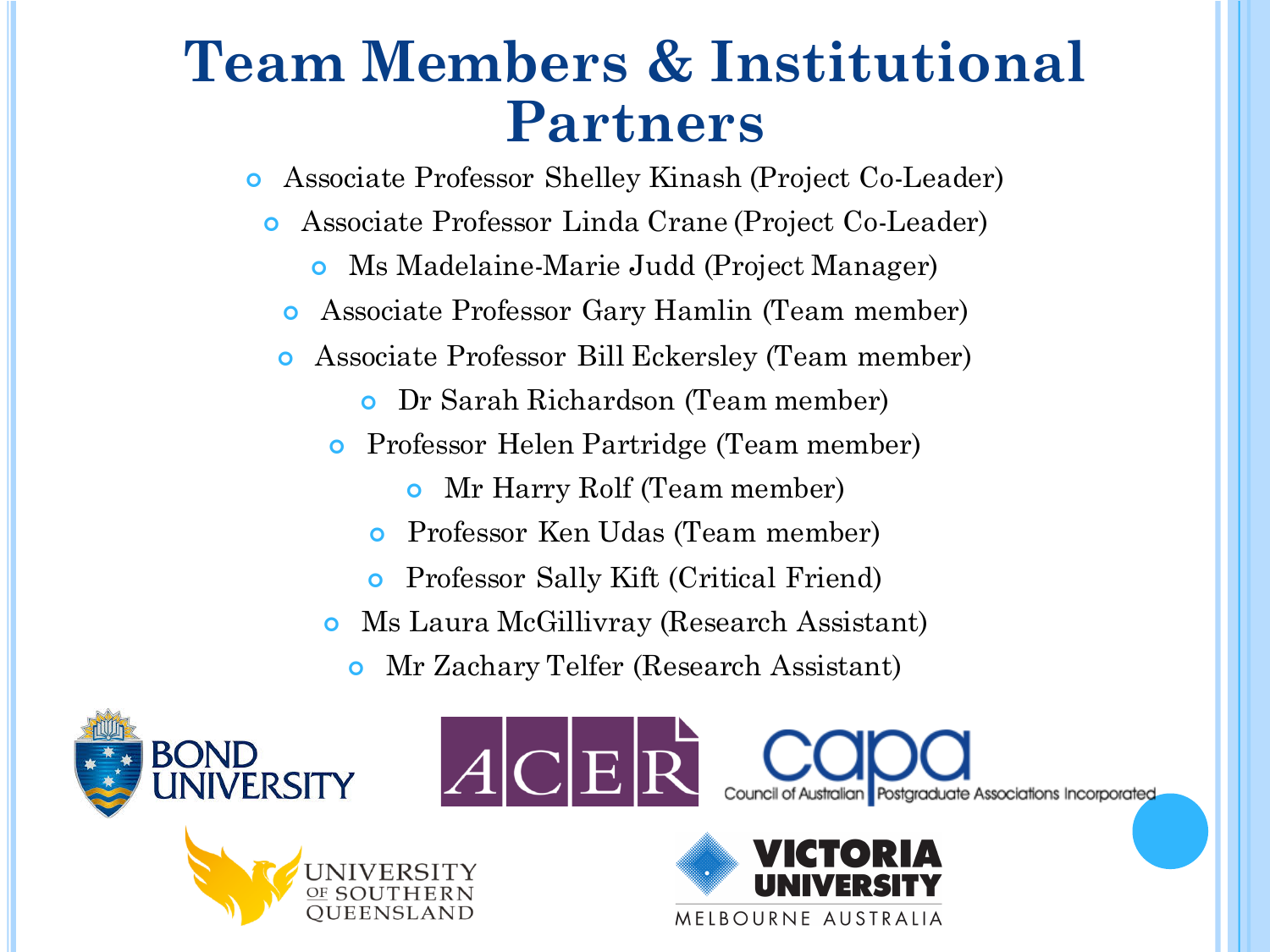# Team Members & Institutional Partners

- Associate Professor Shelley Kinash (Project Co-Leader)
- Associate Professor Linda Crane (Project Co-Leader)
- Ms Madelaine-Marie Judd (Project Manager)
- Associate Professor Gary Hamlin (Team member)
- Associate Professor Bill Eckersley (Team member)
- Dr Sarah Richardson (Team member)
- Professor Helen Partridge (Team member)
- Mr Harry Rolf (Team member)
- Professor Ken Udas (Team member)
- Professor Sally Kift (Critical Friend)
- Ms Laura McGillivray (Research Assistant)
- Mr Zachary Telfer (Research Assistant)

BOND UNIVERSITY

ACER

capa Council of Australian Postgraduate Associations Incorporated

UNIVERSITY OF SOUTHERN QUEENSLAND

VICTORIA UNIVERSITY MELBOURNE AUSTRALIA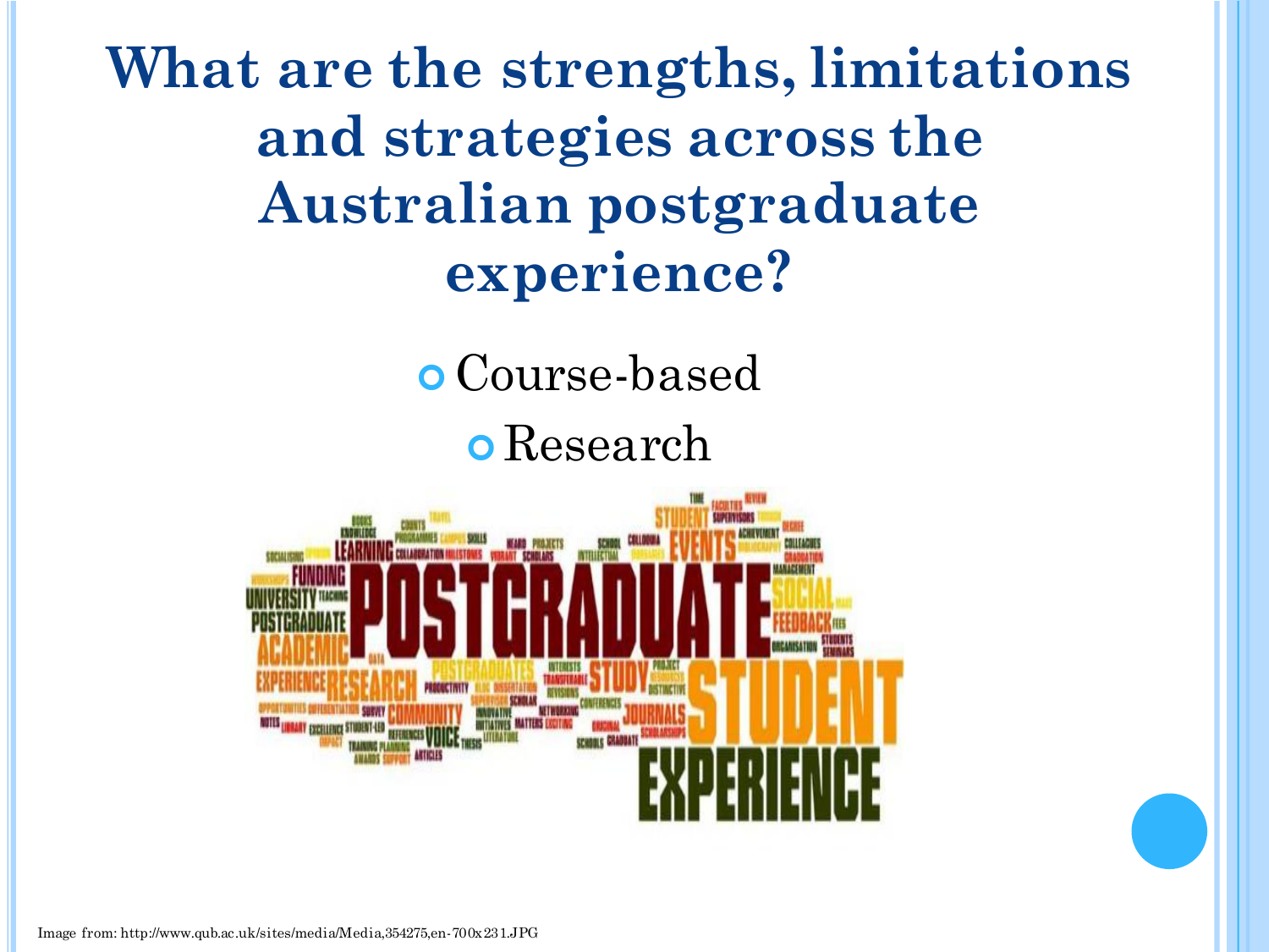# What are the strengths, limitations and strategies across the Australian postgraduate experience?

- Course-based
- Research

Image from: http://www.qub.ac.uk/sites/media/Media,354275,en-700x231.JPG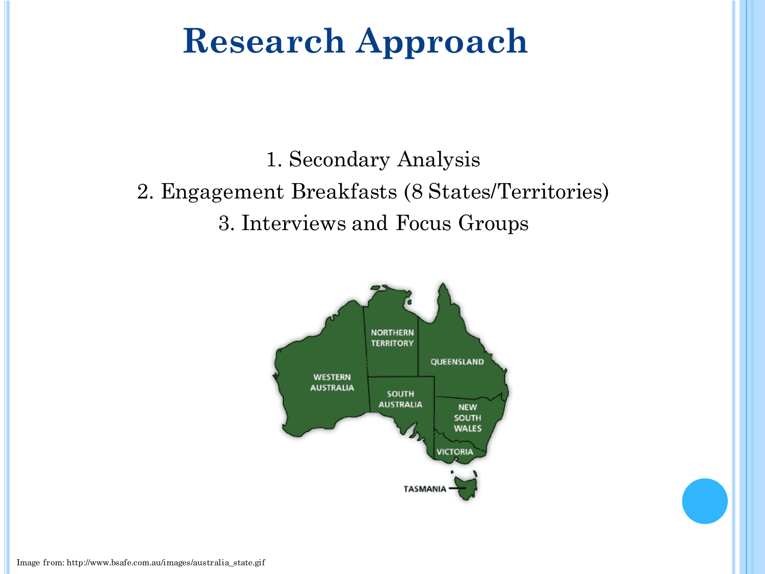# Research Approach

1. Secondary Analysis
2. Engagement Breakfasts (8 States/Territories)
3. Interviews and Focus Groups

Image from: http://www.bsafe.com.au/images/australia_state.gif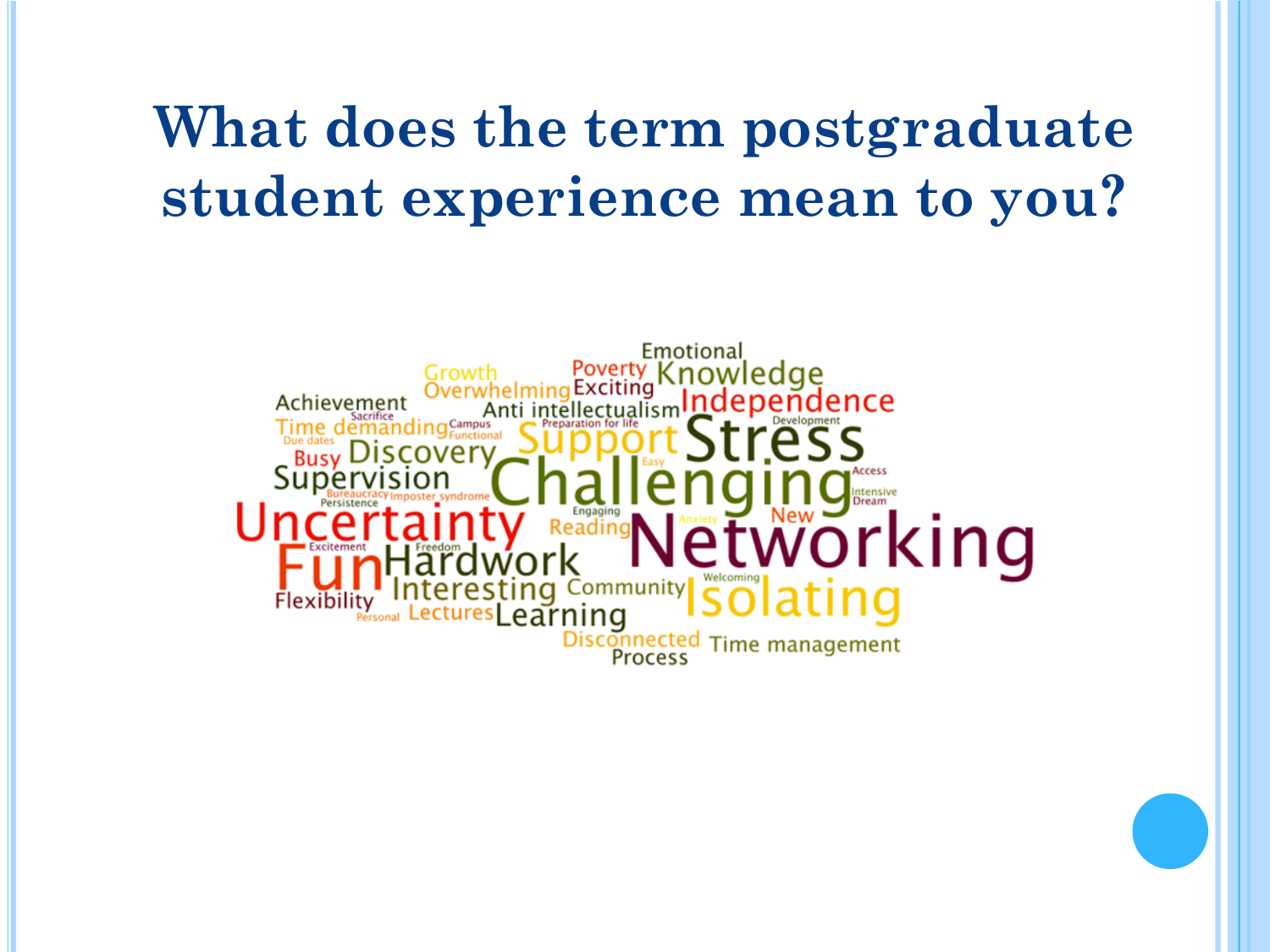# What does the term postgraduate student experience mean to you?

Emotional
Growth Poverty Knowledge
Overwhelming Exciting Independence
Achievement Anti intellectualism
Sacrifice Preparation for life Development
Time demanding Campus Functional Support Stress
Due dates
Busy Discovery Easy Challenging Access
Supervision
Bureaucracy Imposter syndrome Intensive Dream
Persistence
Uncertainty Engaging New
Reading Anxiety Networking
Excitement Freedom
Fun Hardwork
Welcoming
Interesting Community Isolating
Flexibility
Personal Lectures Learning
Disconnected Time management
Process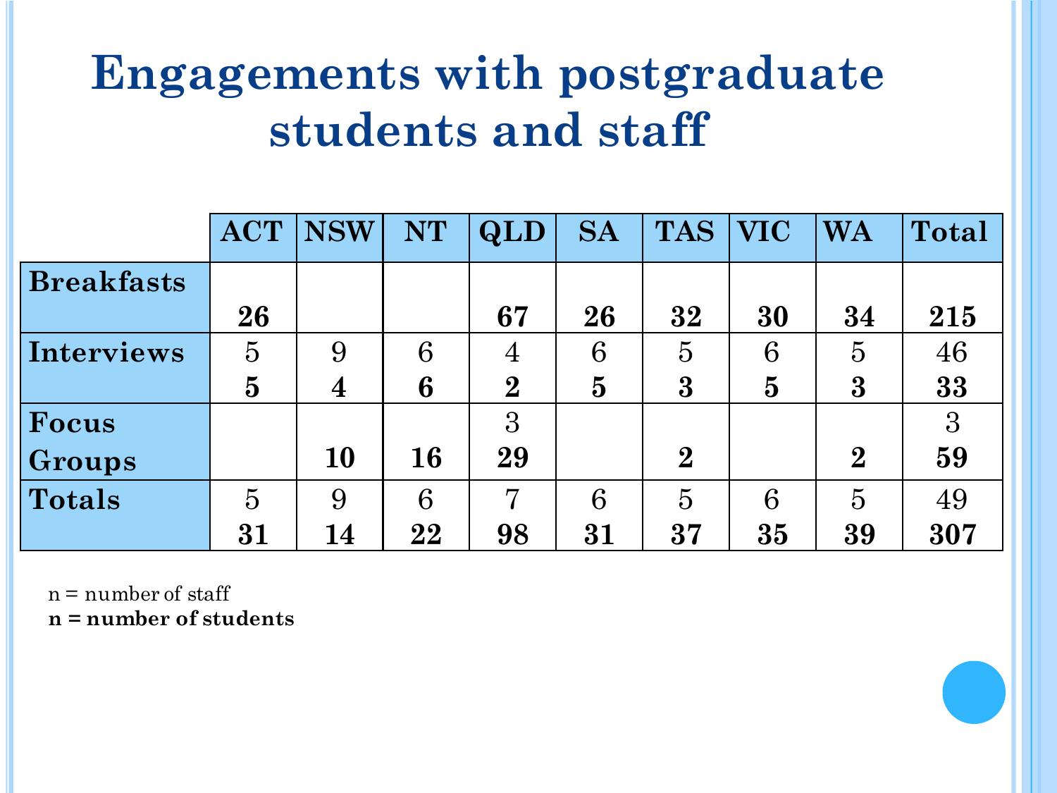# Engagements with postgraduate students and staff

| | ACT | NSW | NT | QLD | SA | TAS | VIC | WA | Total |
|---|---|---|---|---|---|---|---|---|---|
| **Breakfasts** | **26** | | | **67** | **26** | **32** | **30** | **34** | **215** |
| **Interviews** | 5<br>**5** | 9<br>**4** | 6<br>**6** | 4<br>**2** | 6<br>**5** | 5<br>**3** | 6<br>**5** | 5<br>**3** | 46<br>**33** |
| **Focus Groups** | | **10** | **16** | 3<br>**29** | | **2** | | **2** | 3<br>**59** |
| **Totals** | 5<br>**31** | 9<br>**14** | 6<br>**22** | 7<br>**98** | 6<br>**31** | 5<br>**37** | 6<br>**35** | 5<br>**39** | 49<br>**307** |

n = number of staff  
**n = number of students**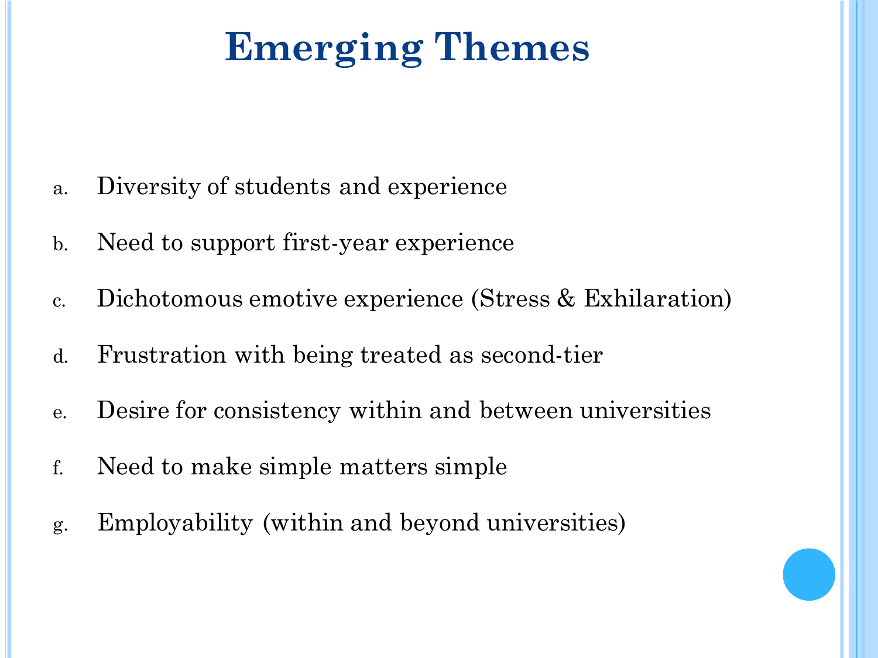# Emerging Themes

a. Diversity of students and experience
b. Need to support first-year experience
c. Dichotomous emotive experience (Stress & Exhilaration)
d. Frustration with being treated as second-tier
e. Desire for consistency within and between universities
f. Need to make simple matters simple
g. Employability (within and beyond universities)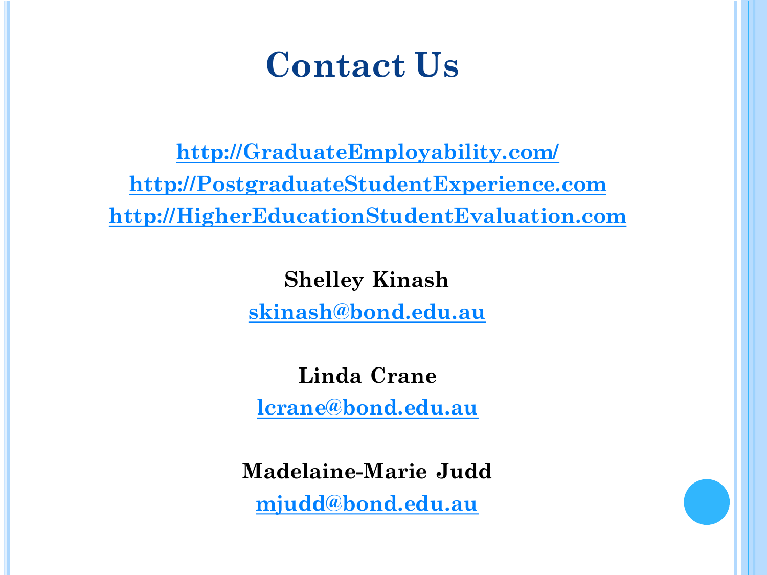# Contact Us

http://GraduateEmployability.com/
http://PostgraduateStudentExperience.com
http://HigherEducationStudentEvaluation.com

**Shelley Kinash**
skinash@bond.edu.au

**Linda Crane**
lcrane@bond.edu.au

**Madelaine-Marie Judd**
mjudd@bond.edu.au